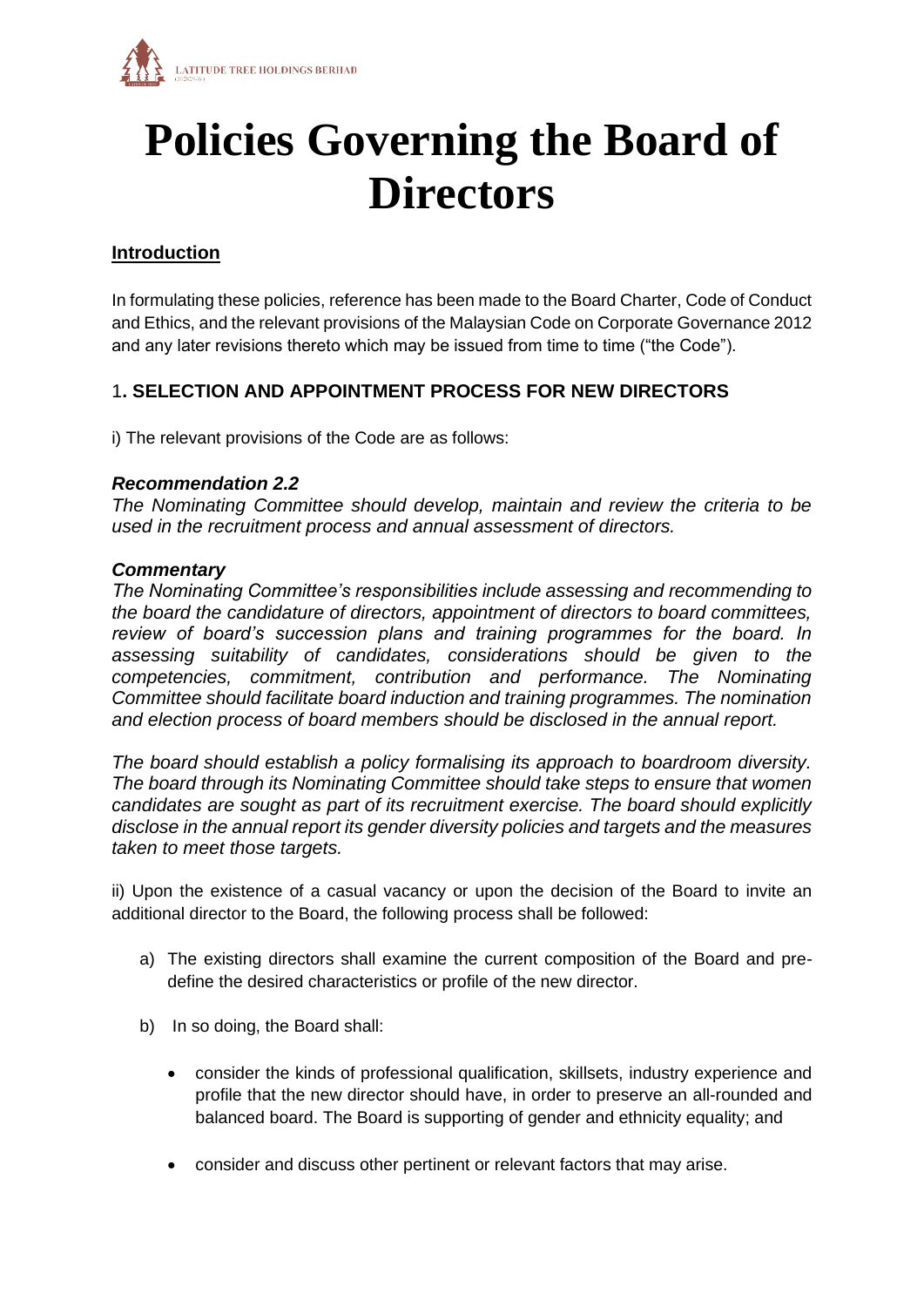# Policies Governing the Board of Directors

## Introduction

In formulating these policies, reference has been made to the Board Charter, Code of Conduct and Ethics, and the relevant provisions of the Malaysian Code on Corporate Governance 2012 and any later revisions thereto which may be issued from time to time ("the Code").

## 1. SELECTION AND APPOINTMENT PROCESS FOR NEW DIRECTORS

i) The relevant provisions of the Code are as follows:

***Recommendation 2.2***

*The Nominating Committee should develop, maintain and review the criteria to be used in the recruitment process and annual assessment of directors.*

***Commentary***

*The Nominating Committee's responsibilities include assessing and recommending to the board the candidature of directors, appointment of directors to board committees, review of board's succession plans and training programmes for the board. In assessing suitability of candidates, considerations should be given to the competencies, commitment, contribution and performance. The Nominating Committee should facilitate board induction and training programmes. The nomination and election process of board members should be disclosed in the annual report.*

*The board should establish a policy formalising its approach to boardroom diversity. The board through its Nominating Committee should take steps to ensure that women candidates are sought as part of its recruitment exercise. The board should explicitly disclose in the annual report its gender diversity policies and targets and the measures taken to meet those targets.*

ii) Upon the existence of a casual vacancy or upon the decision of the Board to invite an additional director to the Board, the following process shall be followed:

a) The existing directors shall examine the current composition of the Board and pre-define the desired characteristics or profile of the new director.

b) In so doing, the Board shall:

- consider the kinds of professional qualification, skillsets, industry experience and profile that the new director should have, in order to preserve an all-rounded and balanced board. The Board is supporting of gender and ethnicity equality; and
- consider and discuss other pertinent or relevant factors that may arise.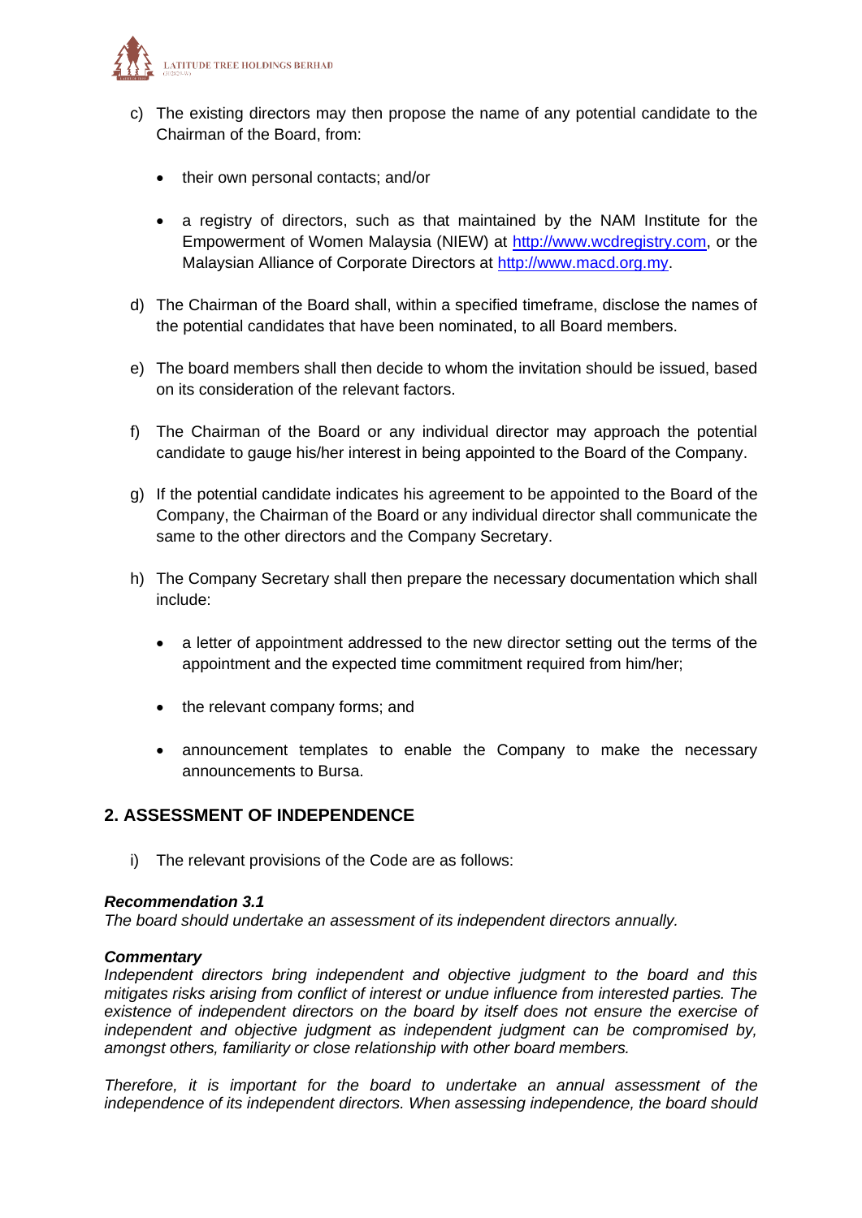c) The existing directors may then propose the name of any potential candidate to the Chairman of the Board, from:

- their own personal contacts; and/or
- a registry of directors, such as that maintained by the NAM Institute for the Empowerment of Women Malaysia (NIEW) at http://www.wcdregistry.com, or the Malaysian Alliance of Corporate Directors at http://www.macd.org.my.

d) The Chairman of the Board shall, within a specified timeframe, disclose the names of the potential candidates that have been nominated, to all Board members.

e) The board members shall then decide to whom the invitation should be issued, based on its consideration of the relevant factors.

f) The Chairman of the Board or any individual director may approach the potential candidate to gauge his/her interest in being appointed to the Board of the Company.

g) If the potential candidate indicates his agreement to be appointed to the Board of the Company, the Chairman of the Board or any individual director shall communicate the same to the other directors and the Company Secretary.

h) The Company Secretary shall then prepare the necessary documentation which shall include:

- a letter of appointment addressed to the new director setting out the terms of the appointment and the expected time commitment required from him/her;
- the relevant company forms; and
- announcement templates to enable the Company to make the necessary announcements to Bursa.

## 2. ASSESSMENT OF INDEPENDENCE

i) The relevant provisions of the Code are as follows:

***Recommendation 3.1***
*The board should undertake an assessment of its independent directors annually.*

***Commentary***
*Independent directors bring independent and objective judgment to the board and this mitigates risks arising from conflict of interest or undue influence from interested parties. The existence of independent directors on the board by itself does not ensure the exercise of independent and objective judgment as independent judgment can be compromised by, amongst others, familiarity or close relationship with other board members.*

*Therefore, it is important for the board to undertake an annual assessment of the independence of its independent directors. When assessing independence, the board should*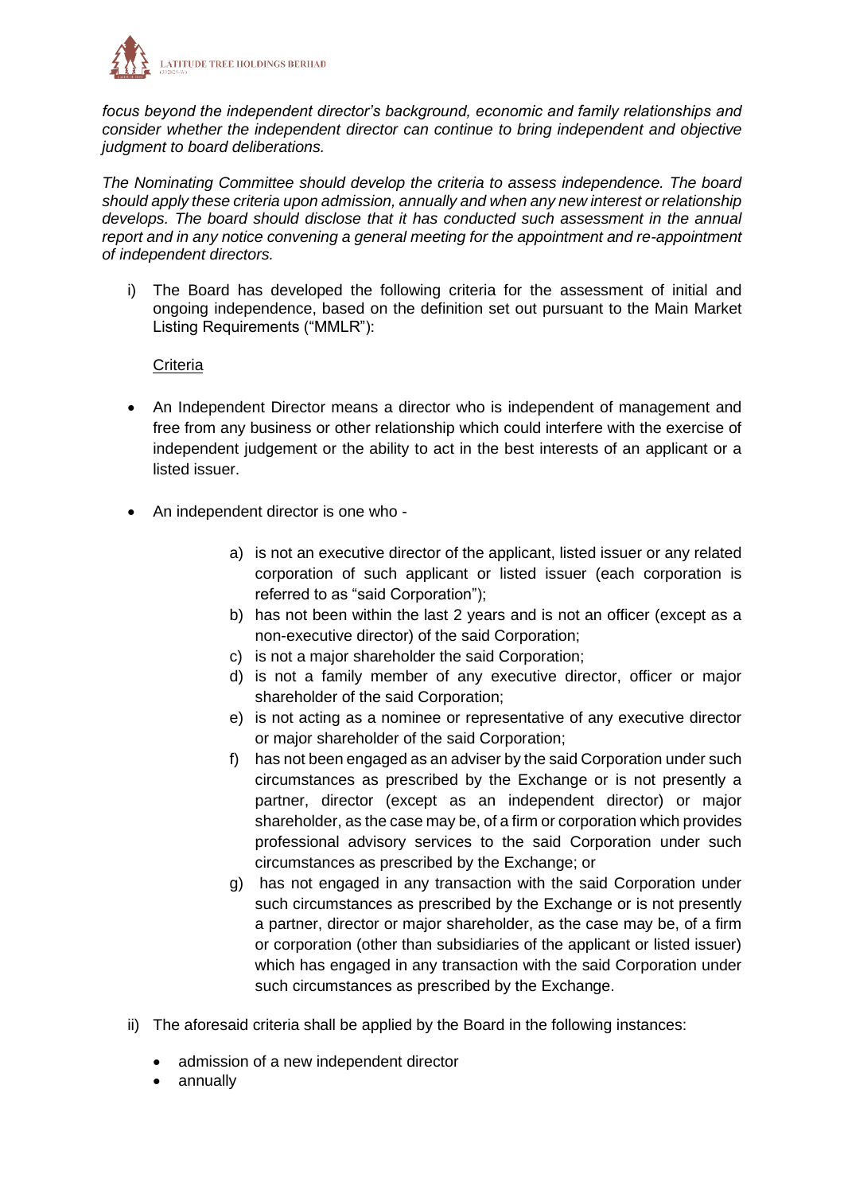*focus beyond the independent director's background, economic and family relationships and consider whether the independent director can continue to bring independent and objective judgment to board deliberations.*

*The Nominating Committee should develop the criteria to assess independence. The board should apply these criteria upon admission, annually and when any new interest or relationship develops. The board should disclose that it has conducted such assessment in the annual report and in any notice convening a general meeting for the appointment and re-appointment of independent directors.*

i) The Board has developed the following criteria for the assessment of initial and ongoing independence, based on the definition set out pursuant to the Main Market Listing Requirements ("MMLR"):

   Criteria

- An Independent Director means a director who is independent of management and free from any business or other relationship which could interfere with the exercise of independent judgement or the ability to act in the best interests of an applicant or a listed issuer.

- An independent director is one who -

    a) is not an executive director of the applicant, listed issuer or any related corporation of such applicant or listed issuer (each corporation is referred to as "said Corporation");
    b) has not been within the last 2 years and is not an officer (except as a non-executive director) of the said Corporation;
    c) is not a major shareholder the said Corporation;
    d) is not a family member of any executive director, officer or major shareholder of the said Corporation;
    e) is not acting as a nominee or representative of any executive director or major shareholder of the said Corporation;
    f) has not been engaged as an adviser by the said Corporation under such circumstances as prescribed by the Exchange or is not presently a partner, director (except as an independent director) or major shareholder, as the case may be, of a firm or corporation which provides professional advisory services to the said Corporation under such circumstances as prescribed by the Exchange; or
    g) has not engaged in any transaction with the said Corporation under such circumstances as prescribed by the Exchange or is not presently a partner, director or major shareholder, as the case may be, of a firm or corporation (other than subsidiaries of the applicant or listed issuer) which has engaged in any transaction with the said Corporation under such circumstances as prescribed by the Exchange.

ii) The aforesaid criteria shall be applied by the Board in the following instances:

   - admission of a new independent director
   - annually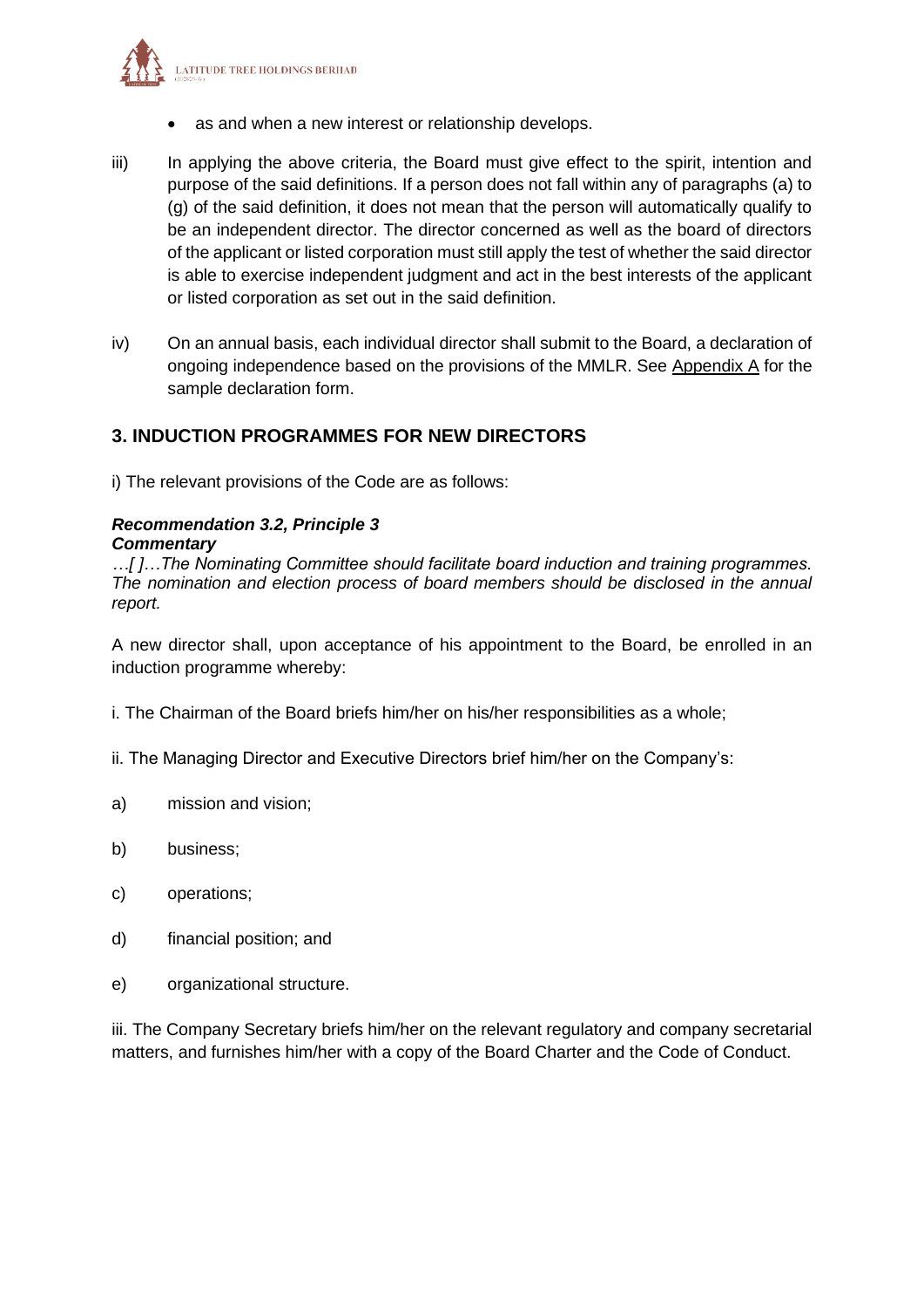- as and when a new interest or relationship develops.

iii) In applying the above criteria, the Board must give effect to the spirit, intention and purpose of the said definitions. If a person does not fall within any of paragraphs (a) to (g) of the said definition, it does not mean that the person will automatically qualify to be an independent director. The director concerned as well as the board of directors of the applicant or listed corporation must still apply the test of whether the said director is able to exercise independent judgment and act in the best interests of the applicant or listed corporation as set out in the said definition.

iv) On an annual basis, each individual director shall submit to the Board, a declaration of ongoing independence based on the provisions of the MMLR. See Appendix A for the sample declaration form.

## 3. INDUCTION PROGRAMMES FOR NEW DIRECTORS

i) The relevant provisions of the Code are as follows:

***Recommendation 3.2, Principle 3***
***Commentary***
*…[ ]…The Nominating Committee should facilitate board induction and training programmes. The nomination and election process of board members should be disclosed in the annual report.*

A new director shall, upon acceptance of his appointment to the Board, be enrolled in an induction programme whereby:

i. The Chairman of the Board briefs him/her on his/her responsibilities as a whole;

ii. The Managing Director and Executive Directors brief him/her on the Company's:

a) mission and vision;

b) business;

c) operations;

d) financial position; and

e) organizational structure.

iii. The Company Secretary briefs him/her on the relevant regulatory and company secretarial matters, and furnishes him/her with a copy of the Board Charter and the Code of Conduct.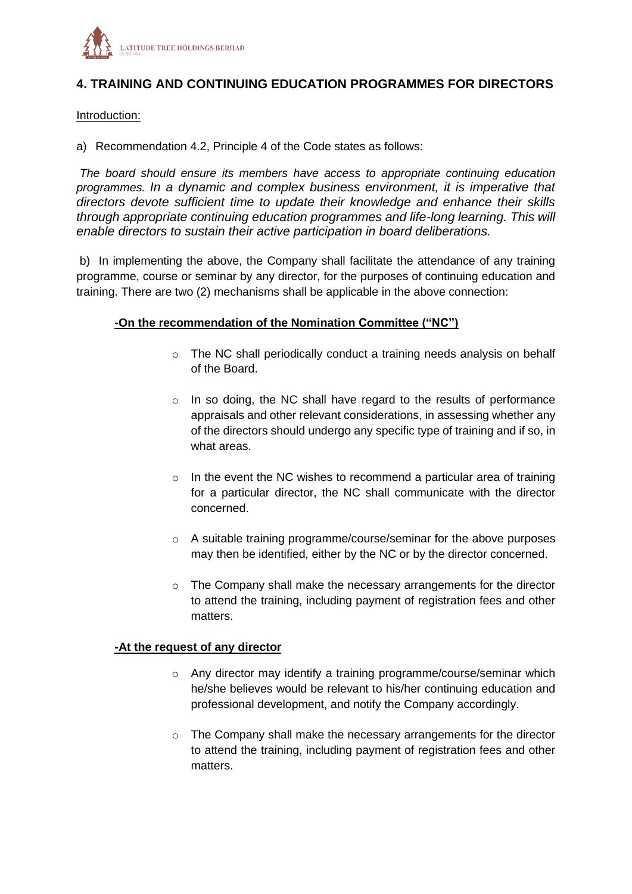## 4. TRAINING AND CONTINUING EDUCATION PROGRAMMES FOR DIRECTORS

Introduction:

a) Recommendation 4.2, Principle 4 of the Code states as follows:

*The board should ensure its members have access to appropriate continuing education programmes. In a dynamic and complex business environment, it is imperative that directors devote sufficient time to update their knowledge and enhance their skills through appropriate continuing education programmes and life-long learning. This will enable directors to sustain their active participation in board deliberations.*

b) In implementing the above, the Company shall facilitate the attendance of any training programme, course or seminar by any director, for the purposes of continuing education and training. There are two (2) mechanisms shall be applicable in the above connection:

**-On the recommendation of the Nomination Committee ("NC")**

- The NC shall periodically conduct a training needs analysis on behalf of the Board.
- In so doing, the NC shall have regard to the results of performance appraisals and other relevant considerations, in assessing whether any of the directors should undergo any specific type of training and if so, in what areas.
- In the event the NC wishes to recommend a particular area of training for a particular director, the NC shall communicate with the director concerned.
- A suitable training programme/course/seminar for the above purposes may then be identified, either by the NC or by the director concerned.
- The Company shall make the necessary arrangements for the director to attend the training, including payment of registration fees and other matters.

**-At the request of any director**

- Any director may identify a training programme/course/seminar which he/she believes would be relevant to his/her continuing education and professional development, and notify the Company accordingly.
- The Company shall make the necessary arrangements for the director to attend the training, including payment of registration fees and other matters.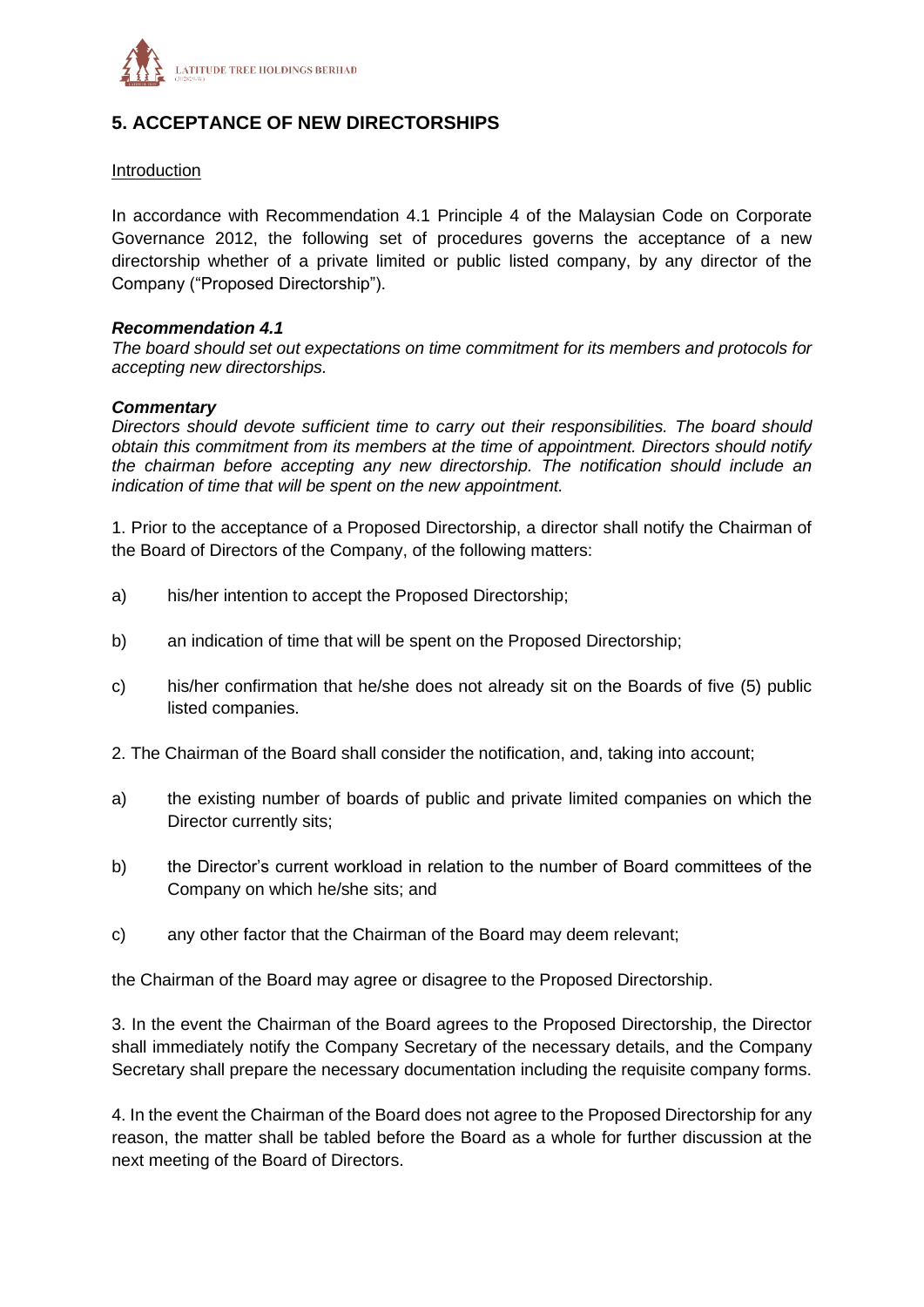## 5. ACCEPTANCE OF NEW DIRECTORSHIPS

Introduction

In accordance with Recommendation 4.1 Principle 4 of the Malaysian Code on Corporate Governance 2012, the following set of procedures governs the acceptance of a new directorship whether of a private limited or public listed company, by any director of the Company ("Proposed Directorship").

***Recommendation 4.1***
*The board should set out expectations on time commitment for its members and protocols for accepting new directorships.*

***Commentary***
*Directors should devote sufficient time to carry out their responsibilities. The board should obtain this commitment from its members at the time of appointment. Directors should notify the chairman before accepting any new directorship. The notification should include an indication of time that will be spent on the new appointment.*

1. Prior to the acceptance of a Proposed Directorship, a director shall notify the Chairman of the Board of Directors of the Company, of the following matters:

a) his/her intention to accept the Proposed Directorship;

b) an indication of time that will be spent on the Proposed Directorship;

c) his/her confirmation that he/she does not already sit on the Boards of five (5) public listed companies.

2. The Chairman of the Board shall consider the notification, and, taking into account;

a) the existing number of boards of public and private limited companies on which the Director currently sits;

b) the Director's current workload in relation to the number of Board committees of the Company on which he/she sits; and

c) any other factor that the Chairman of the Board may deem relevant;

the Chairman of the Board may agree or disagree to the Proposed Directorship.

3. In the event the Chairman of the Board agrees to the Proposed Directorship, the Director shall immediately notify the Company Secretary of the necessary details, and the Company Secretary shall prepare the necessary documentation including the requisite company forms.

4. In the event the Chairman of the Board does not agree to the Proposed Directorship for any reason, the matter shall be tabled before the Board as a whole for further discussion at the next meeting of the Board of Directors.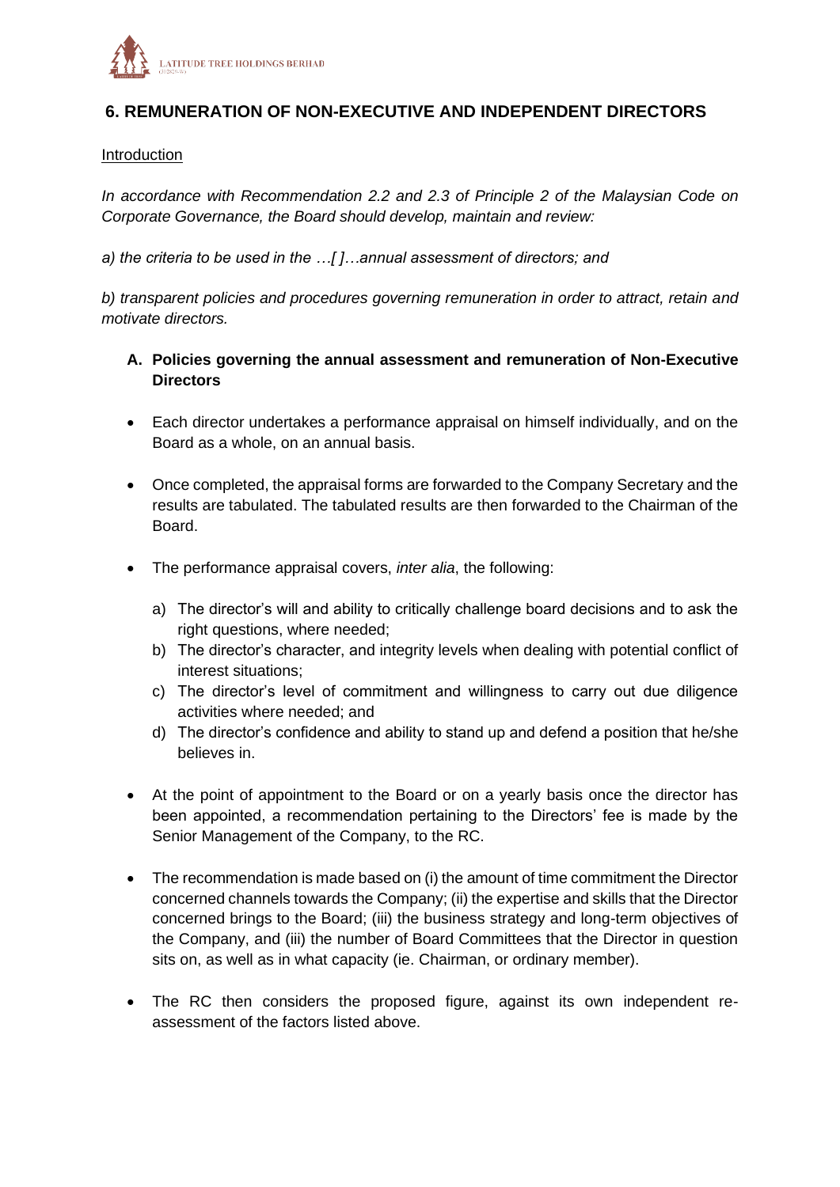## 6. REMUNERATION OF NON-EXECUTIVE AND INDEPENDENT DIRECTORS

Introduction

*In accordance with Recommendation 2.2 and 2.3 of Principle 2 of the Malaysian Code on Corporate Governance, the Board should develop, maintain and review:*

*a) the criteria to be used in the …[ ]…annual assessment of directors; and*

*b) transparent policies and procedures governing remuneration in order to attract, retain and motivate directors.*

**A. Policies governing the annual assessment and remuneration of Non-Executive Directors**

- Each director undertakes a performance appraisal on himself individually, and on the Board as a whole, on an annual basis.

- Once completed, the appraisal forms are forwarded to the Company Secretary and the results are tabulated. The tabulated results are then forwarded to the Chairman of the Board.

- The performance appraisal covers, *inter alia*, the following:

  a) The director's will and ability to critically challenge board decisions and to ask the right questions, where needed;
  b) The director's character, and integrity levels when dealing with potential conflict of interest situations;
  c) The director's level of commitment and willingness to carry out due diligence activities where needed; and
  d) The director's confidence and ability to stand up and defend a position that he/she believes in.

- At the point of appointment to the Board or on a yearly basis once the director has been appointed, a recommendation pertaining to the Directors' fee is made by the Senior Management of the Company, to the RC.

- The recommendation is made based on (i) the amount of time commitment the Director concerned channels towards the Company; (ii) the expertise and skills that the Director concerned brings to the Board; (iii) the business strategy and long-term objectives of the Company, and (iii) the number of Board Committees that the Director in question sits on, as well as in what capacity (ie. Chairman, or ordinary member).

- The RC then considers the proposed figure, against its own independent re-assessment of the factors listed above.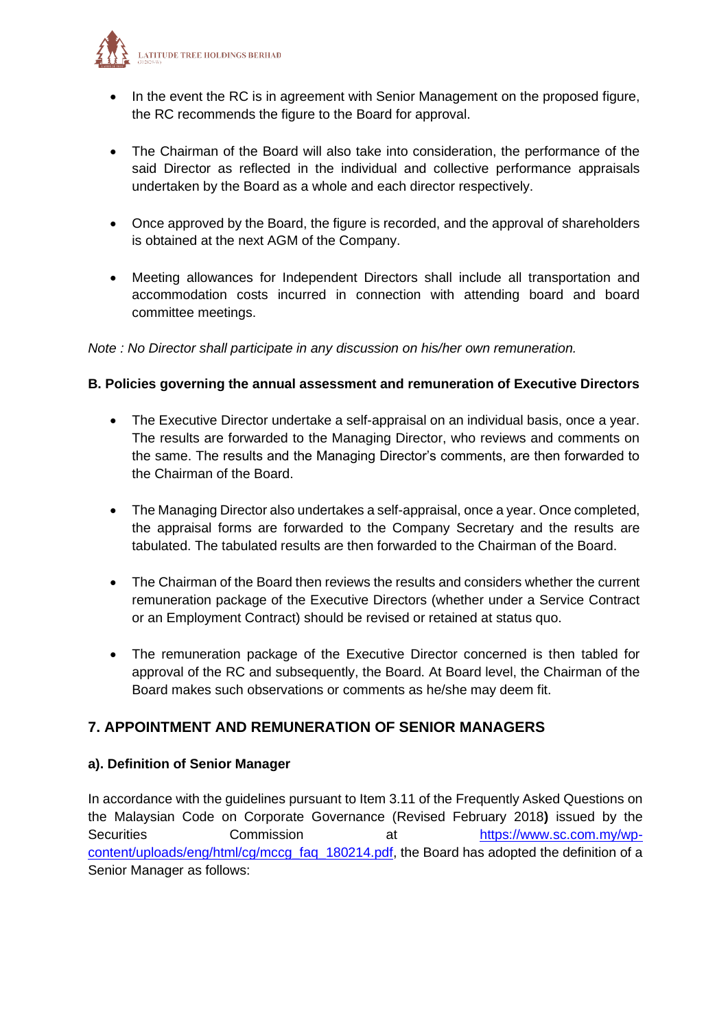- In the event the RC is in agreement with Senior Management on the proposed figure, the RC recommends the figure to the Board for approval.

- The Chairman of the Board will also take into consideration, the performance of the said Director as reflected in the individual and collective performance appraisals undertaken by the Board as a whole and each director respectively.

- Once approved by the Board, the figure is recorded, and the approval of shareholders is obtained at the next AGM of the Company.

- Meeting allowances for Independent Directors shall include all transportation and accommodation costs incurred in connection with attending board and board committee meetings.

*Note : No Director shall participate in any discussion on his/her own remuneration.*

**B. Policies governing the annual assessment and remuneration of Executive Directors**

- The Executive Director undertake a self-appraisal on an individual basis, once a year. The results are forwarded to the Managing Director, who reviews and comments on the same. The results and the Managing Director's comments, are then forwarded to the Chairman of the Board.

- The Managing Director also undertakes a self-appraisal, once a year. Once completed, the appraisal forms are forwarded to the Company Secretary and the results are tabulated. The tabulated results are then forwarded to the Chairman of the Board.

- The Chairman of the Board then reviews the results and considers whether the current remuneration package of the Executive Directors (whether under a Service Contract or an Employment Contract) should be revised or retained at status quo.

- The remuneration package of the Executive Director concerned is then tabled for approval of the RC and subsequently, the Board. At Board level, the Chairman of the Board makes such observations or comments as he/she may deem fit.

## 7. APPOINTMENT AND REMUNERATION OF SENIOR MANAGERS

**a). Definition of Senior Manager**

In accordance with the guidelines pursuant to Item 3.11 of the Frequently Asked Questions on the Malaysian Code on Corporate Governance (Revised February 2018**)** issued by the Securities Commission at https://www.sc.com.my/wp-content/uploads/eng/html/cg/mccg_faq_180214.pdf, the Board has adopted the definition of a Senior Manager as follows: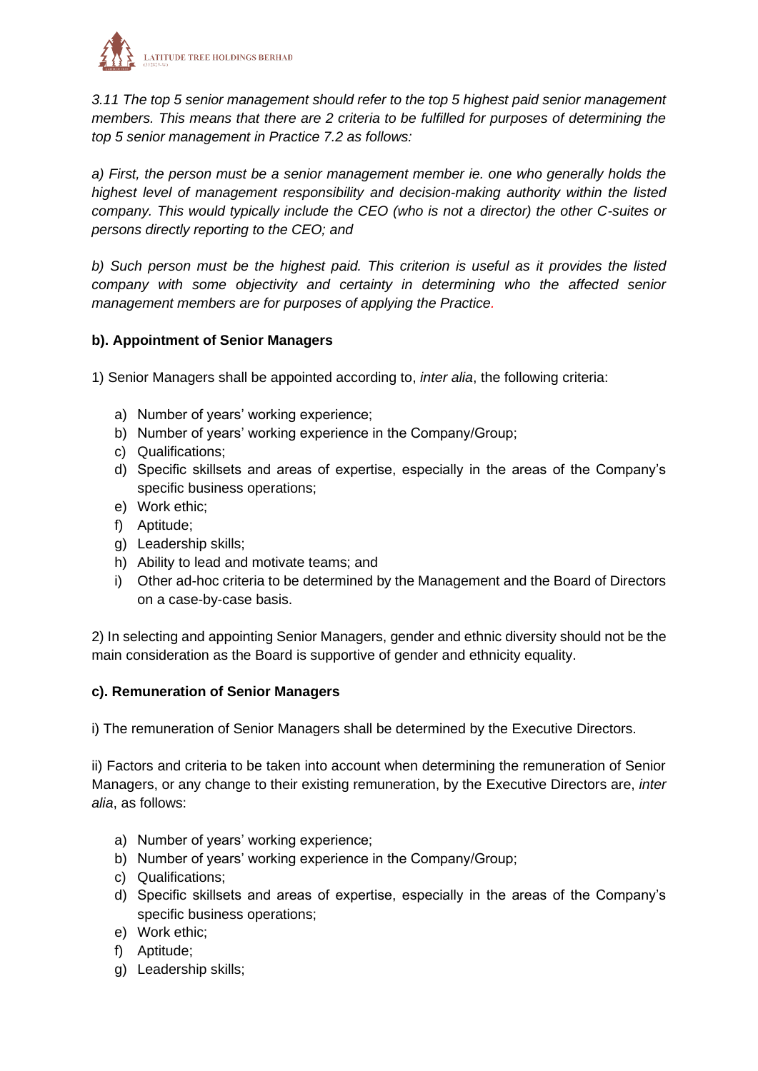*3.11 The top 5 senior management should refer to the top 5 highest paid senior management members. This means that there are 2 criteria to be fulfilled for purposes of determining the top 5 senior management in Practice 7.2 as follows:*

*a) First, the person must be a senior management member ie. one who generally holds the highest level of management responsibility and decision-making authority within the listed company. This would typically include the CEO (who is not a director) the other C-suites or persons directly reporting to the CEO; and*

*b) Such person must be the highest paid. This criterion is useful as it provides the listed company with some objectivity and certainty in determining who the affected senior management members are for purposes of applying the Practice.*

**b). Appointment of Senior Managers**

1) Senior Managers shall be appointed according to, *inter alia*, the following criteria:

a) Number of years' working experience;
b) Number of years' working experience in the Company/Group;
c) Qualifications;
d) Specific skillsets and areas of expertise, especially in the areas of the Company's specific business operations;
e) Work ethic;
f) Aptitude;
g) Leadership skills;
h) Ability to lead and motivate teams; and
i) Other ad-hoc criteria to be determined by the Management and the Board of Directors on a case-by-case basis.

2) In selecting and appointing Senior Managers, gender and ethnic diversity should not be the main consideration as the Board is supportive of gender and ethnicity equality.

**c). Remuneration of Senior Managers**

i) The remuneration of Senior Managers shall be determined by the Executive Directors.

ii) Factors and criteria to be taken into account when determining the remuneration of Senior Managers, or any change to their existing remuneration, by the Executive Directors are, *inter alia*, as follows:

a) Number of years' working experience;
b) Number of years' working experience in the Company/Group;
c) Qualifications;
d) Specific skillsets and areas of expertise, especially in the areas of the Company's specific business operations;
e) Work ethic;
f) Aptitude;
g) Leadership skills;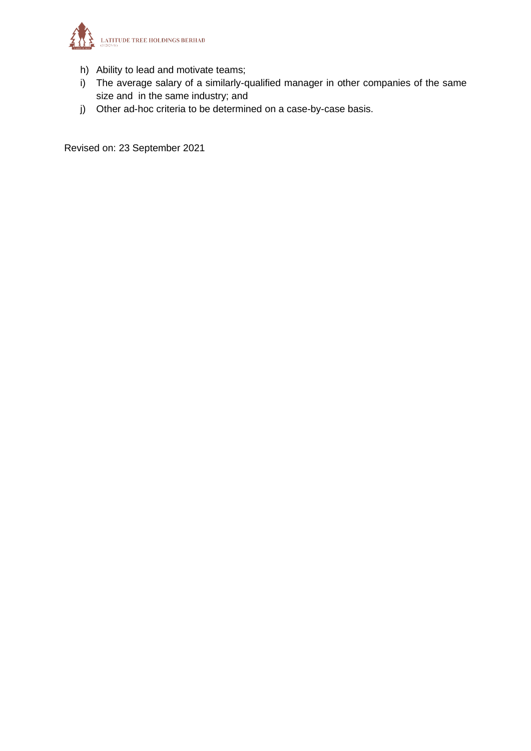h) Ability to lead and motivate teams;
i) The average salary of a similarly-qualified manager in other companies of the same size and in the same industry; and
j) Other ad-hoc criteria to be determined on a case-by-case basis.

Revised on: 23 September 2021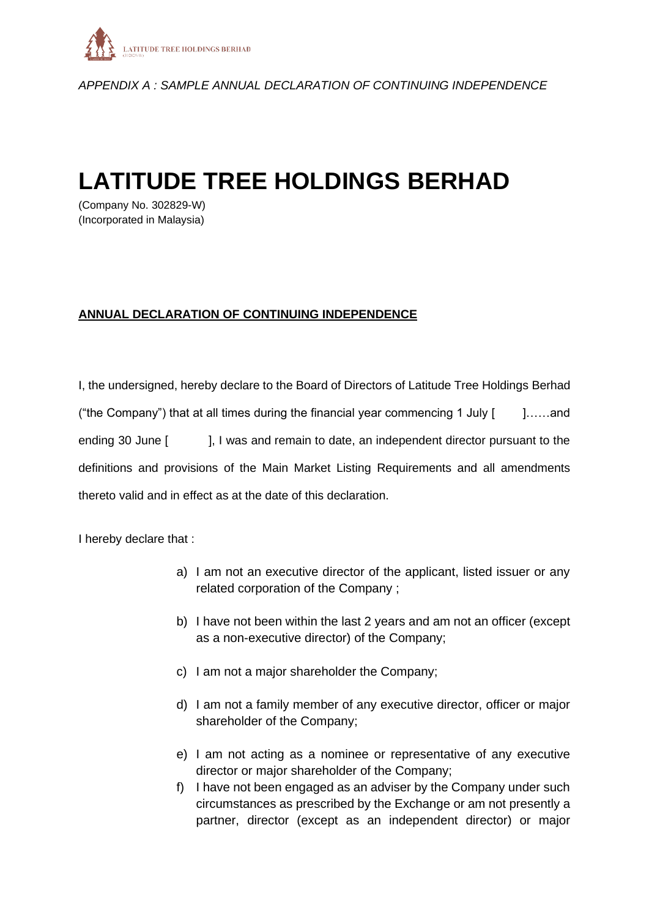*APPENDIX A : SAMPLE ANNUAL DECLARATION OF CONTINUING INDEPENDENCE*

# LATITUDE TREE HOLDINGS BERHAD

(Company No. 302829-W)
(Incorporated in Malaysia)

**ANNUAL DECLARATION OF CONTINUING INDEPENDENCE**

I, the undersigned, hereby declare to the Board of Directors of Latitude Tree Holdings Berhad ("the Company") that at all times during the financial year commencing 1 July [ ]……and ending 30 June [ ], I was and remain to date, an independent director pursuant to the definitions and provisions of the Main Market Listing Requirements and all amendments thereto valid and in effect as at the date of this declaration.

I hereby declare that :

a) I am not an executive director of the applicant, listed issuer or any related corporation of the Company ;

b) I have not been within the last 2 years and am not an officer (except as a non-executive director) of the Company;

c) I am not a major shareholder the Company;

d) I am not a family member of any executive director, officer or major shareholder of the Company;

e) I am not acting as a nominee or representative of any executive director or major shareholder of the Company;

f) I have not been engaged as an adviser by the Company under such circumstances as prescribed by the Exchange or am not presently a partner, director (except as an independent director) or major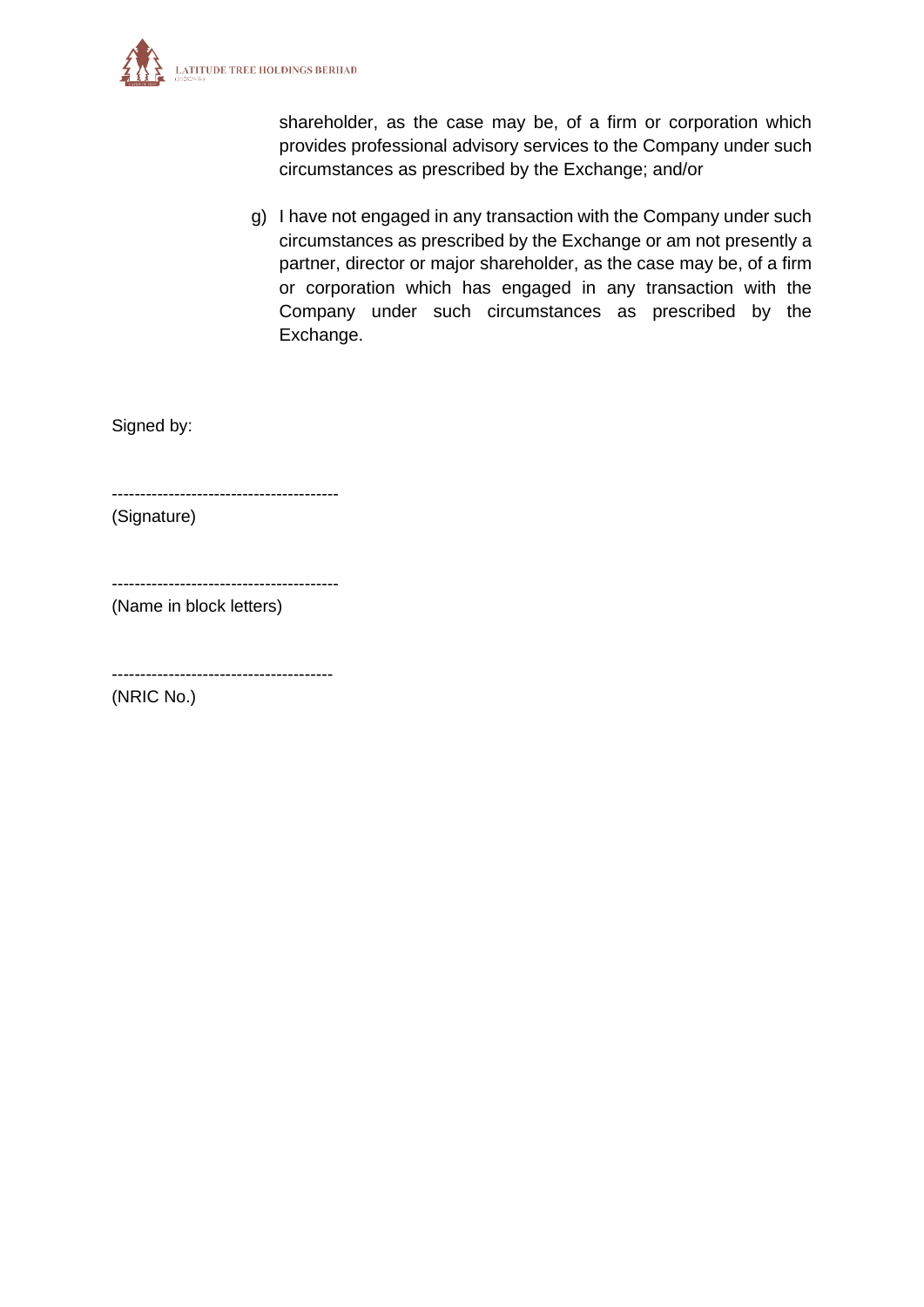shareholder, as the case may be, of a firm or corporation which provides professional advisory services to the Company under such circumstances as prescribed by the Exchange; and/or

g) I have not engaged in any transaction with the Company under such circumstances as prescribed by the Exchange or am not presently a partner, director or major shareholder, as the case may be, of a firm or corporation which has engaged in any transaction with the Company under such circumstances as prescribed by the Exchange.

Signed by:

----------------------------------------
(Signature)

----------------------------------------
(Name in block letters)

---------------------------------------
(NRIC No.)